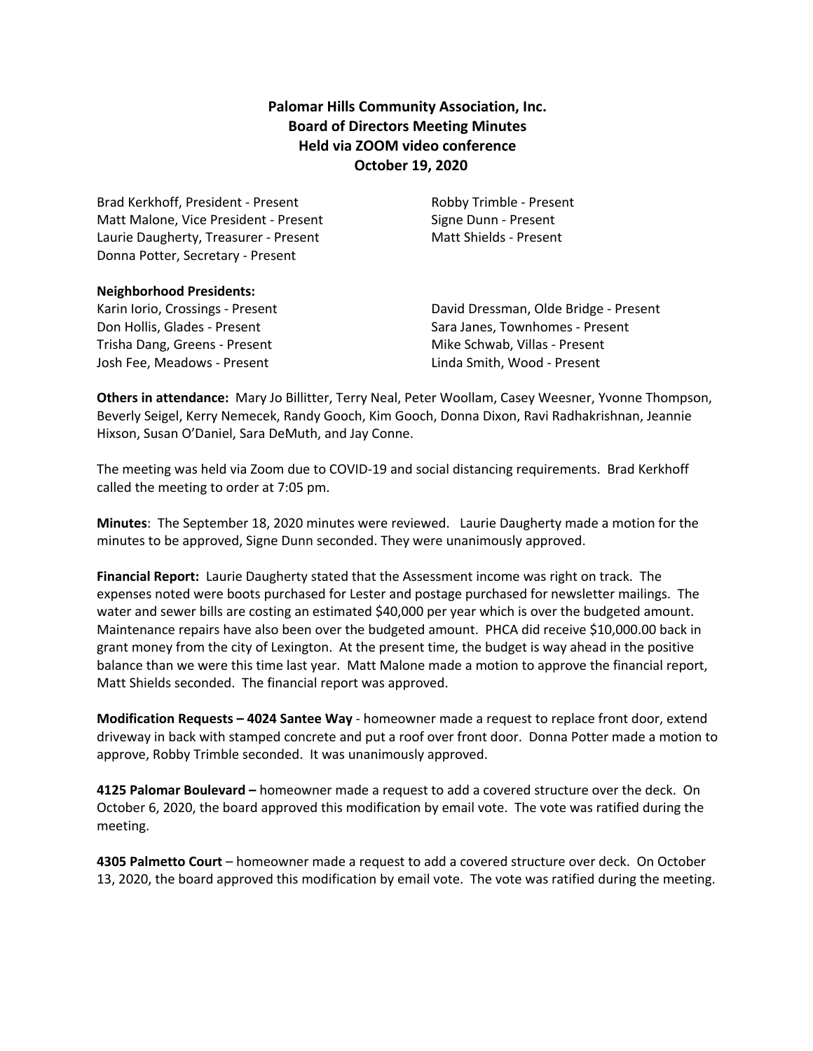**Palomar Hills Community Association, Inc.**
**Board of Directors Meeting Minutes**
**Held via ZOOM video conference**
**October 19, 2020**

Brad Kerkhoff, President - Present
Matt Malone, Vice President - Present
Laurie Daugherty, Treasurer - Present
Donna Potter, Secretary - Present
Robby Trimble - Present
Signe Dunn - Present
Matt Shields - Present

**Neighborhood Presidents:**

Karin Iorio, Crossings - Present
Don Hollis, Glades - Present
Trisha Dang, Greens - Present
Josh Fee, Meadows - Present
David Dressman, Olde Bridge - Present
Sara Janes, Townhomes - Present
Mike Schwab, Villas - Present
Linda Smith, Wood - Present

**Others in attendance:** Mary Jo Billitter, Terry Neal, Peter Woollam, Casey Weesner, Yvonne Thompson, Beverly Seigel, Kerry Nemecek, Randy Gooch, Kim Gooch, Donna Dixon, Ravi Radhakrishnan, Jeannie Hixson, Susan O'Daniel, Sara DeMuth, and Jay Conne.

The meeting was held via Zoom due to COVID-19 and social distancing requirements. Brad Kerkhoff called the meeting to order at 7:05 pm.

**Minutes**: The September 18, 2020 minutes were reviewed. Laurie Daugherty made a motion for the minutes to be approved, Signe Dunn seconded. They were unanimously approved.

**Financial Report:** Laurie Daugherty stated that the Assessment income was right on track. The expenses noted were boots purchased for Lester and postage purchased for newsletter mailings. The water and sewer bills are costing an estimated $40,000 per year which is over the budgeted amount. Maintenance repairs have also been over the budgeted amount. PHCA did receive $10,000.00 back in grant money from the city of Lexington. At the present time, the budget is way ahead in the positive balance than we were this time last year. Matt Malone made a motion to approve the financial report, Matt Shields seconded. The financial report was approved.

**Modification Requests – 4024 Santee Way** - homeowner made a request to replace front door, extend driveway in back with stamped concrete and put a roof over front door. Donna Potter made a motion to approve, Robby Trimble seconded. It was unanimously approved.

**4125 Palomar Boulevard –** homeowner made a request to add a covered structure over the deck. On October 6, 2020, the board approved this modification by email vote. The vote was ratified during the meeting.

**4305 Palmetto Court** – homeowner made a request to add a covered structure over deck. On October 13, 2020, the board approved this modification by email vote. The vote was ratified during the meeting.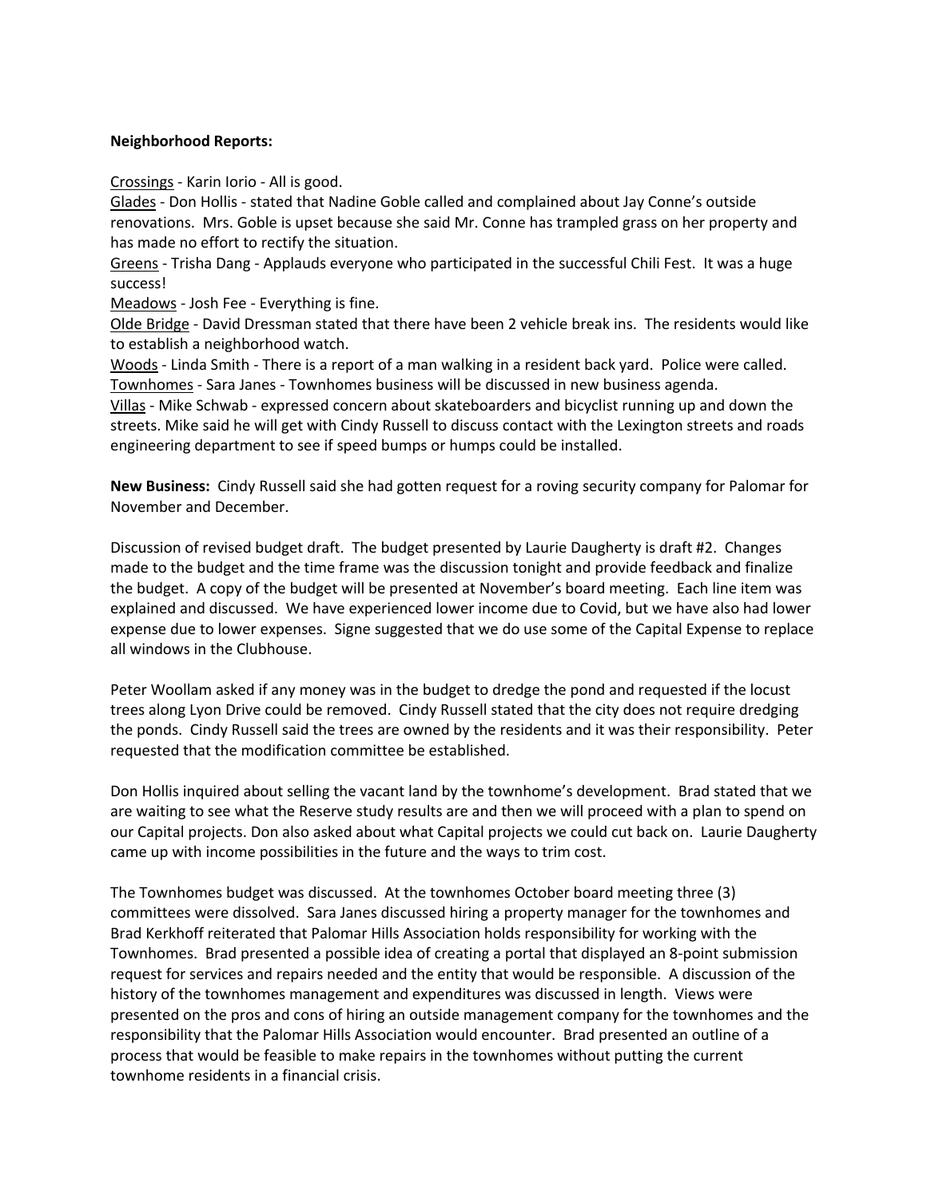**Neighborhood Reports:**

<u>Crossings</u> - Karin Iorio - All is good.
<u>Glades</u> - Don Hollis - stated that Nadine Goble called and complained about Jay Conne's outside renovations. Mrs. Goble is upset because she said Mr. Conne has trampled grass on her property and has made no effort to rectify the situation.
<u>Greens</u> - Trisha Dang - Applauds everyone who participated in the successful Chili Fest. It was a huge success!
<u>Meadows</u> - Josh Fee - Everything is fine.
<u>Olde Bridge</u> - David Dressman stated that there have been 2 vehicle break ins. The residents would like to establish a neighborhood watch.
<u>Woods</u> - Linda Smith - There is a report of a man walking in a resident back yard. Police were called.
<u>Townhomes</u> - Sara Janes - Townhomes business will be discussed in new business agenda.
<u>Villas</u> - Mike Schwab - expressed concern about skateboarders and bicyclist running up and down the streets. Mike said he will get with Cindy Russell to discuss contact with the Lexington streets and roads engineering department to see if speed bumps or humps could be installed.

**New Business:** Cindy Russell said she had gotten request for a roving security company for Palomar for November and December.

Discussion of revised budget draft. The budget presented by Laurie Daugherty is draft #2. Changes made to the budget and the time frame was the discussion tonight and provide feedback and finalize the budget. A copy of the budget will be presented at November's board meeting. Each line item was explained and discussed. We have experienced lower income due to Covid, but we have also had lower expense due to lower expenses. Signe suggested that we do use some of the Capital Expense to replace all windows in the Clubhouse.

Peter Woollam asked if any money was in the budget to dredge the pond and requested if the locust trees along Lyon Drive could be removed. Cindy Russell stated that the city does not require dredging the ponds. Cindy Russell said the trees are owned by the residents and it was their responsibility. Peter requested that the modification committee be established.

Don Hollis inquired about selling the vacant land by the townhome's development. Brad stated that we are waiting to see what the Reserve study results are and then we will proceed with a plan to spend on our Capital projects. Don also asked about what Capital projects we could cut back on. Laurie Daugherty came up with income possibilities in the future and the ways to trim cost.

The Townhomes budget was discussed. At the townhomes October board meeting three (3) committees were dissolved. Sara Janes discussed hiring a property manager for the townhomes and Brad Kerkhoff reiterated that Palomar Hills Association holds responsibility for working with the Townhomes. Brad presented a possible idea of creating a portal that displayed an 8-point submission request for services and repairs needed and the entity that would be responsible. A discussion of the history of the townhomes management and expenditures was discussed in length. Views were presented on the pros and cons of hiring an outside management company for the townhomes and the responsibility that the Palomar Hills Association would encounter. Brad presented an outline of a process that would be feasible to make repairs in the townhomes without putting the current townhome residents in a financial crisis.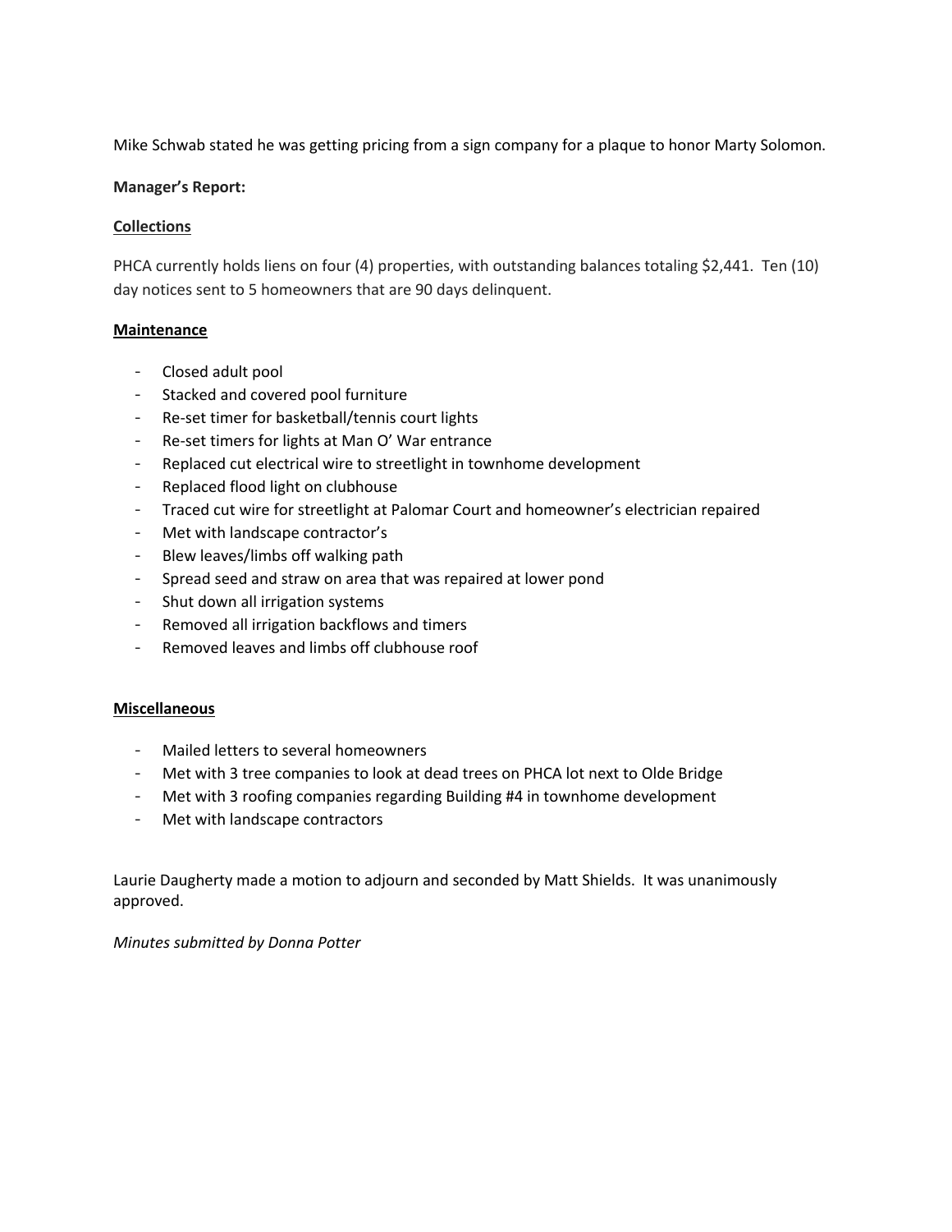Mike Schwab stated he was getting pricing from a sign company for a plaque to honor Marty Solomon.

**Manager's Report:**

**Collections**

PHCA currently holds liens on four (4) properties, with outstanding balances totaling $2,441. Ten (10) day notices sent to 5 homeowners that are 90 days delinquent.

**Maintenance**

- Closed adult pool
- Stacked and covered pool furniture
- Re-set timer for basketball/tennis court lights
- Re-set timers for lights at Man O' War entrance
- Replaced cut electrical wire to streetlight in townhome development
- Replaced flood light on clubhouse
- Traced cut wire for streetlight at Palomar Court and homeowner's electrician repaired
- Met with landscape contractor's
- Blew leaves/limbs off walking path
- Spread seed and straw on area that was repaired at lower pond
- Shut down all irrigation systems
- Removed all irrigation backflows and timers
- Removed leaves and limbs off clubhouse roof

**Miscellaneous**

- Mailed letters to several homeowners
- Met with 3 tree companies to look at dead trees on PHCA lot next to Olde Bridge
- Met with 3 roofing companies regarding Building #4 in townhome development
- Met with landscape contractors

Laurie Daugherty made a motion to adjourn and seconded by Matt Shields. It was unanimously approved.

*Minutes submitted by Donna Potter*